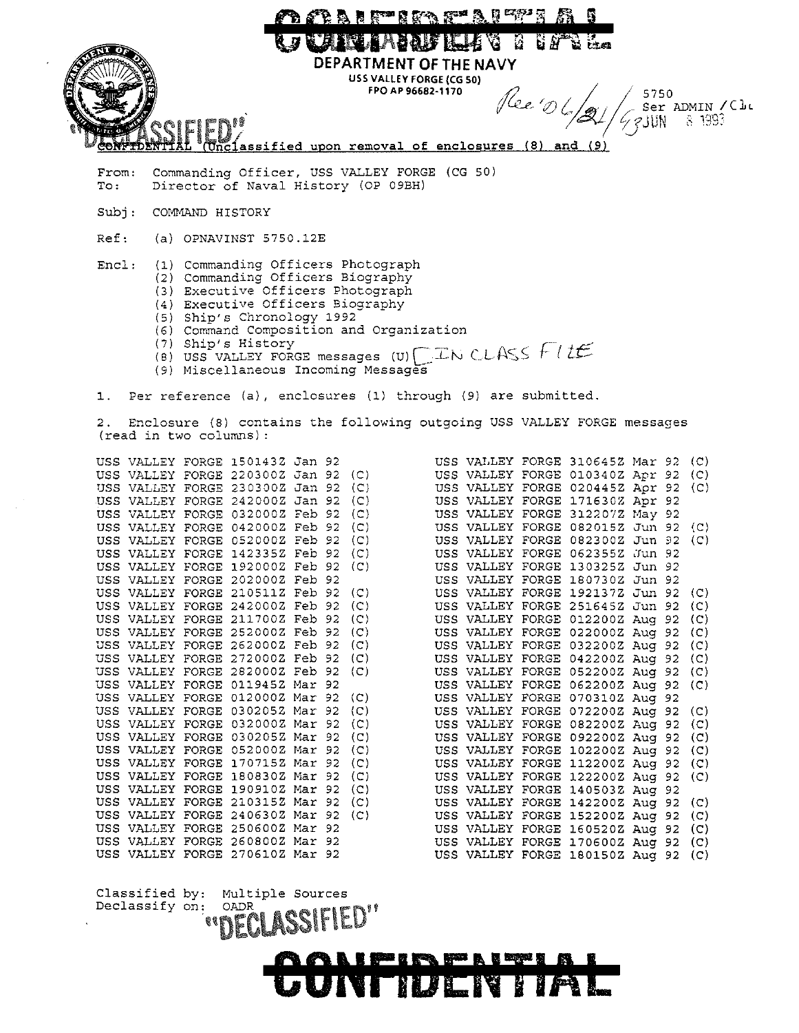CONFIDENTIAL

DEPARTMENT OF THE NAVY
USS VALLEY FORGE (CG 50)
FPO AP 96682-1170

Rec'd 6/21/93

5750
Ser ADMIN /Clc
3 JUN 1993

"DECLASSIFIED"

CONFIDENTIAL (Unclassified upon removal of enclosures (8) and (9)

From: Commanding Officer, USS VALLEY FORGE (CG 50)
To: Director of Naval History (OP 09BH)

Subj: COMMAND HISTORY

Ref: (a) OPNAVINST 5750.12E

Encl: (1) Commanding Officers Photograph
(2) Commanding Officers Biography
(3) Executive Officers Photograph
(4) Executive Officers Biography
(5) Ship's Chronology 1992
(6) Command Composition and Organization
(7) Ship's History
(8) USS VALLEY FORGE messages (U) [IN CLASS FILE
(9) Miscellaneous Incoming Messages

1. Per reference (a), enclosures (1) through (9) are submitted.

2. Enclosure (8) contains the following outgoing USS VALLEY FORGE messages (read in two columns):

USS VALLEY FORGE 150143Z Jan 92
USS VALLEY FORGE 220300Z Jan 92 (C)
USS VALLEY FORGE 230300Z Jan 92 (C)
USS VALLEY FORGE 242000Z Jan 92 (C)
USS VALLEY FORGE 032000Z Feb 92 (C)
USS VALLEY FORGE 042000Z Feb 92 (C)
USS VALLEY FORGE 052000Z Feb 92 (C)
USS VALLEY FORGE 142335Z Feb 92 (C)
USS VALLEY FORGE 192000Z Feb 92 (C)
USS VALLEY FORGE 202000Z Feb 92
USS VALLEY FORGE 210511Z Feb 92 (C)
USS VALLEY FORGE 242000Z Feb 92 (C)
USS VALLEY FORGE 211700Z Feb 92 (C)
USS VALLEY FORGE 252000Z Feb 92 (C)
USS VALLEY FORGE 262000Z Feb 92 (C)
USS VALLEY FORGE 272000Z Feb 92 (C)
USS VALLEY FORGE 282000Z Feb 92 (C)
USS VALLEY FORGE 011945Z Mar 92
USS VALLEY FORGE 012000Z Mar 92 (C)
USS VALLEY FORGE 030205Z Mar 92 (C)
USS VALLEY FORGE 032000Z Mar 92 (C)
USS VALLEY FORGE 030205Z Mar 92 (C)
USS VALLEY FORGE 052000Z Mar 92 (C)
USS VALLEY FORGE 170715Z Mar 92 (C)
USS VALLEY FORGE 180830Z Mar 92 (C)
USS VALLEY FORGE 190910Z Mar 92 (C)
USS VALLEY FORGE 210315Z Mar 92 (C)
USS VALLEY FORGE 240630Z Mar 92 (C)
USS VALLEY FORGE 250600Z Mar 92
USS VALLEY FORGE 260800Z Mar 92
USS VALLEY FORGE 270610Z Mar 92
USS VALLEY FORGE 310645Z Mar 92 (C)
USS VALLEY FORGE 010340Z Apr 92 (C)
USS VALLEY FORGE 020445Z Apr 92 (C)
USS VALLEY FORGE 171630Z Apr 92
USS VALLEY FORGE 312207Z May 92
USS VALLEY FORGE 082015Z Jun 92 (C)
USS VALLEY FORGE 082300Z Jun 92 (C)
USS VALLEY FORGE 062355Z Jun 92
USS VALLEY FORGE 130325Z Jun 92
USS VALLEY FORGE 180730Z Jun 92
USS VALLEY FORGE 192137Z Jun 92 (C)
USS VALLEY FORGE 251645Z Jun 92 (C)
USS VALLEY FORGE 012200Z Aug 92 (C)
USS VALLEY FORGE 022000Z Aug 92 (C)
USS VALLEY FORGE 032200Z Aug 92 (C)
USS VALLEY FORGE 042200Z Aug 92 (C)
USS VALLEY FORGE 052200Z Aug 92 (C)
USS VALLEY FORGE 062200Z Aug 92 (C)
USS VALLEY FORGE 070310Z Aug 92
USS VALLEY FORGE 072200Z Aug 92 (C)
USS VALLEY FORGE 082200Z Aug 92 (C)
USS VALLEY FORGE 092200Z Aug 92 (C)
USS VALLEY FORGE 102200Z Aug 92 (C)
USS VALLEY FORGE 112200Z Aug 92 (C)
USS VALLEY FORGE 122200Z Aug 92 (C)
USS VALLEY FORGE 140503Z Aug 92
USS VALLEY FORGE 142200Z Aug 92 (C)
USS VALLEY FORGE 152200Z Aug 92 (C)
USS VALLEY FORGE 160520Z Aug 92 (C)
USS VALLEY FORGE 170600Z Aug 92 (C)
USS VALLEY FORGE 180150Z Aug 92 (C)

Classified by: Multiple Sources
Declassify on: OADR

"DECLASSIFIED"

CONFIDENTIAL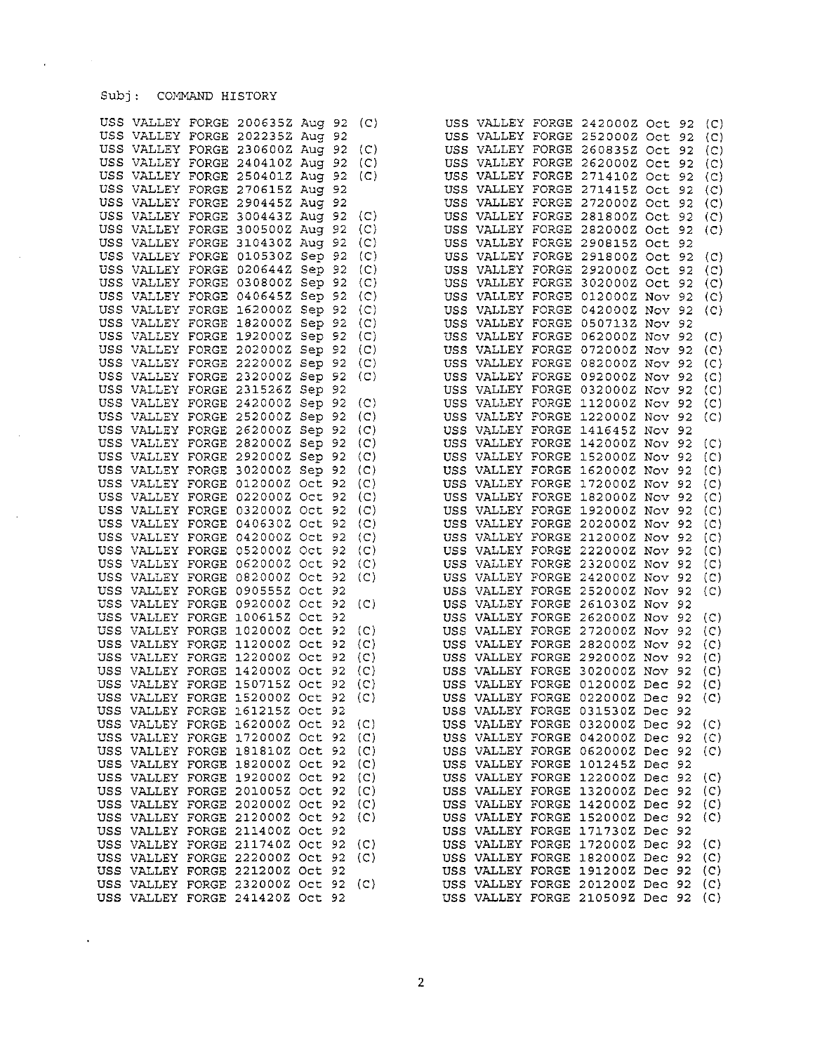Subj: COMMAND HISTORY

USS VALLEY FORGE 200635Z Aug 92 (C)
USS VALLEY FORGE 202235Z Aug 92
USS VALLEY FORGE 230600Z Aug 92 (C)
USS VALLEY FORGE 240410Z Aug 92 (C)
USS VALLEY FORGE 250401Z Aug 92 (C)
USS VALLEY FORGE 270615Z Aug 92
USS VALLEY FORGE 290445Z Aug 92
USS VALLEY FORGE 300443Z Aug 92 (C)
USS VALLEY FORGE 300500Z Aug 92 (C)
USS VALLEY FORGE 310430Z Aug 92 (C)
USS VALLEY FORGE 010530Z Sep 92 (C)
USS VALLEY FORGE 020644Z Sep 92 (C)
USS VALLEY FORGE 030800Z Sep 92 (C)
USS VALLEY FORGE 040645Z Sep 92 (C)
USS VALLEY FORGE 162000Z Sep 92 (C)
USS VALLEY FORGE 182000Z Sep 92 (C)
USS VALLEY FORGE 192000Z Sep 92 (C)
USS VALLEY FORGE 202000Z Sep 92 (C)
USS VALLEY FORGE 222000Z Sep 92 (C)
USS VALLEY FORGE 232000Z Sep 92 (C)
USS VALLEY FORGE 231526Z Sep 92
USS VALLEY FORGE 242000Z Sep 92 (C)
USS VALLEY FORGE 252000Z Sep 92 (C)
USS VALLEY FORGE 262000Z Sep 92 (C)
USS VALLEY FORGE 282000Z Sep 92 (C)
USS VALLEY FORGE 292000Z Sep 92 (C)
USS VALLEY FORGE 302000Z Sep 92 (C)
USS VALLEY FORGE 012000Z Oct 92 (C)
USS VALLEY FORGE 022000Z Oct 92 (C)
USS VALLEY FORGE 032000Z Oct 92 (C)
USS VALLEY FORGE 040630Z Oct 92 (C)
USS VALLEY FORGE 042000Z Oct 92 (C)
USS VALLEY FORGE 052000Z Oct 92 (C)
USS VALLEY FORGE 062000Z Oct 92 (C)
USS VALLEY FORGE 082000Z Oct 92 (C)
USS VALLEY FORGE 090555Z Oct 92
USS VALLEY FORGE 092000Z Oct 92 (C)
USS VALLEY FORGE 100615Z Oct 92
USS VALLEY FORGE 102000Z Oct 92 (C)
USS VALLEY FORGE 112000Z Oct 92 (C)
USS VALLEY FORGE 122000Z Oct 92 (C)
USS VALLEY FORGE 142000Z Oct 92 (C)
USS VALLEY FORGE 150715Z Oct 92 (C)
USS VALLEY FORGE 152000Z Oct 92 (C)
USS VALLEY FORGE 161215Z Oct 92
USS VALLEY FORGE 162000Z Oct 92 (C)
USS VALLEY FORGE 172000Z Oct 92 (C)
USS VALLEY FORGE 181810Z Oct 92 (C)
USS VALLEY FORGE 182000Z Oct 92 (C)
USS VALLEY FORGE 192000Z Oct 92 (C)
USS VALLEY FORGE 201005Z Oct 92 (C)
USS VALLEY FORGE 202000Z Oct 92 (C)
USS VALLEY FORGE 212000Z Oct 92 (C)
USS VALLEY FORGE 211400Z Oct 92
USS VALLEY FORGE 211740Z Oct 92 (C)
USS VALLEY FORGE 222000Z Oct 92 (C)
USS VALLEY FORGE 221200Z Oct 92
USS VALLEY FORGE 232000Z Oct 92 (C)
USS VALLEY FORGE 241420Z Oct 92
USS VALLEY FORGE 242000Z Oct 92 (C)
USS VALLEY FORGE 252000Z Oct 92 (C)
USS VALLEY FORGE 260835Z Oct 92 (C)
USS VALLEY FORGE 262000Z Oct 92 (C)
USS VALLEY FORGE 271410Z Oct 92 (C)
USS VALLEY FORGE 271415Z Oct 92 (C)
USS VALLEY FORGE 272000Z Oct 92 (C)
USS VALLEY FORGE 281800Z Oct 92 (C)
USS VALLEY FORGE 282000Z Oct 92 (C)
USS VALLEY FORGE 290815Z Oct 92
USS VALLEY FORGE 291800Z Oct 92 (C)
USS VALLEY FORGE 292000Z Oct 92 (C)
USS VALLEY FORGE 302000Z Oct 92 (C)
USS VALLEY FORGE 012000Z Nov 92 (C)
USS VALLEY FORGE 042000Z Nov 92 (C)
USS VALLEY FORGE 050713Z Nov 92
USS VALLEY FORGE 062000Z Nov 92 (C)
USS VALLEY FORGE 072000Z Nov 92 (C)
USS VALLEY FORGE 082000Z Nov 92 (C)
USS VALLEY FORGE 092000Z Nov 92 (C)
USS VALLEY FORGE 032000Z Nov 92 (C)
USS VALLEY FORGE 112000Z Nov 92 (C)
USS VALLEY FORGE 122000Z Nov 92 (C)
USS VALLEY FORGE 141645Z Nov 92
USS VALLEY FORGE 142000Z Nov 92 (C)
USS VALLEY FORGE 152000Z Nov 92 (C)
USS VALLEY FORGE 162000Z Nov 92 (C)
USS VALLEY FORGE 172000Z Nov 92 (C)
USS VALLEY FORGE 182000Z Nov 92 (C)
USS VALLEY FORGE 192000Z Nov 92 (C)
USS VALLEY FORGE 202000Z Nov 92 (C)
USS VALLEY FORGE 212000Z Nov 92 (C)
USS VALLEY FORGE 222000Z Nov 92 (C)
USS VALLEY FORGE 232000Z Nov 92 (C)
USS VALLEY FORGE 242000Z Nov 92 (C)
USS VALLEY FORGE 252000Z Nov 92 (C)
USS VALLEY FORGE 261030Z Nov 92
USS VALLEY FORGE 262000Z Nov 92 (C)
USS VALLEY FORGE 272000Z Nov 92 (C)
USS VALLEY FORGE 282000Z Nov 92 (C)
USS VALLEY FORGE 292000Z Nov 92 (C)
USS VALLEY FORGE 302000Z Nov 92 (C)
USS VALLEY FORGE 012000Z Dec 92 (C)
USS VALLEY FORGE 022000Z Dec 92 (C)
USS VALLEY FORGE 031530Z Dec 92
USS VALLEY FORGE 032000Z Dec 92 (C)
USS VALLEY FORGE 042000Z Dec 92 (C)
USS VALLEY FORGE 062000Z Dec 92 (C)
USS VALLEY FORGE 101245Z Dec 92
USS VALLEY FORGE 122000Z Dec 92 (C)
USS VALLEY FORGE 132000Z Dec 92 (C)
USS VALLEY FORGE 142000Z Dec 92 (C)
USS VALLEY FORGE 152000Z Dec 92 (C)
USS VALLEY FORGE 171730Z Dec 92
USS VALLEY FORGE 172000Z Dec 92 (C)
USS VALLEY FORGE 182000Z Dec 92 (C)
USS VALLEY FORGE 191200Z Dec 92 (C)
USS VALLEY FORGE 201200Z Dec 92 (C)
USS VALLEY FORGE 210509Z Dec 92 (C)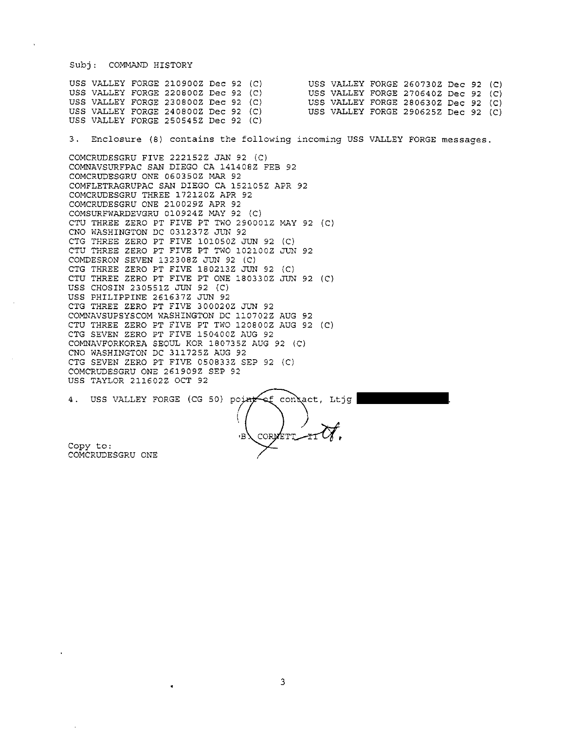Subj: COMMAND HISTORY

USS VALLEY FORGE 210900Z Dec 92 (C)
USS VALLEY FORGE 220800Z Dec 92 (C)
USS VALLEY FORGE 230800Z Dec 92 (C)
USS VALLEY FORGE 240800Z Dec 92 (C)
USS VALLEY FORGE 250545Z Dec 92 (C)
USS VALLEY FORGE 260730Z Dec 92 (C)
USS VALLEY FORGE 270640Z Dec 92 (C)
USS VALLEY FORGE 280630Z Dec 92 (C)
USS VALLEY FORGE 290625Z Dec 92 (C)

3. Enclosure (8) contains the following incoming USS VALLEY FORGE messages.

COMCRUDESGRU FIVE 222152Z JAN 92 (C)
COMNAVSURFPAC SAN DIEGO CA 141408Z FEB 92
COMCRUDESGRU ONE 060350Z MAR 92
COMFLETRAGRUPAC SAN DIEGO CA 152105Z APR 92
COMCRUDESGRU THREE 172120Z APR 92
COMCRUDESGRU ONE 210029Z APR 92
COMSURFWARDEVGRU 010924Z MAY 92 (C)
CTU THREE ZERO PT FIVE PT TWO 290001Z MAY 92 (C)
CNO WASHINGTON DC 031237Z JUN 92
CTG THREE ZERO PT FIVE 101050Z JUN 92 (C)
CTU THREE ZERO PT FIVE PT TWO 102100Z JUN 92
COMDESRON SEVEN 132308Z JUN 92 (C)
CTG THREE ZERO PT FIVE 180213Z JUN 92 (C)
CTU THREE ZERO PT FIVE PT ONE 180330Z JUN 92 (C)
USS CHOSIN 230551Z JUN 92 (C)
USS PHILIPPINE 261637Z JUN 92
CTG THREE ZERO PT FIVE 300020Z JUN 92
COMNAVSUPSYSCOM WASHINGTON DC 110702Z AUG 92
CTU THREE ZERO PT FIVE PT TWO 120800Z AUG 92 (C)
CTG SEVEN ZERO PT FIVE 150400Z AUG 92
COMNAVFORKOREA SEOUL KOR 180735Z AUG 92 (C)
CNO WASHINGTON DC 311725Z AUG 92
CTG SEVEN ZERO PT FIVE 050833Z SEP 92 (C)
COMCRUDESGRU ONE 261909Z SEP 92
USS TAYLOR 211602Z OCT 92

4. USS VALLEY FORGE (CG 50) point of contact, Ltjg [REDACTED].

B. CORNETT II

Copy to:
COMCRUDESGRU ONE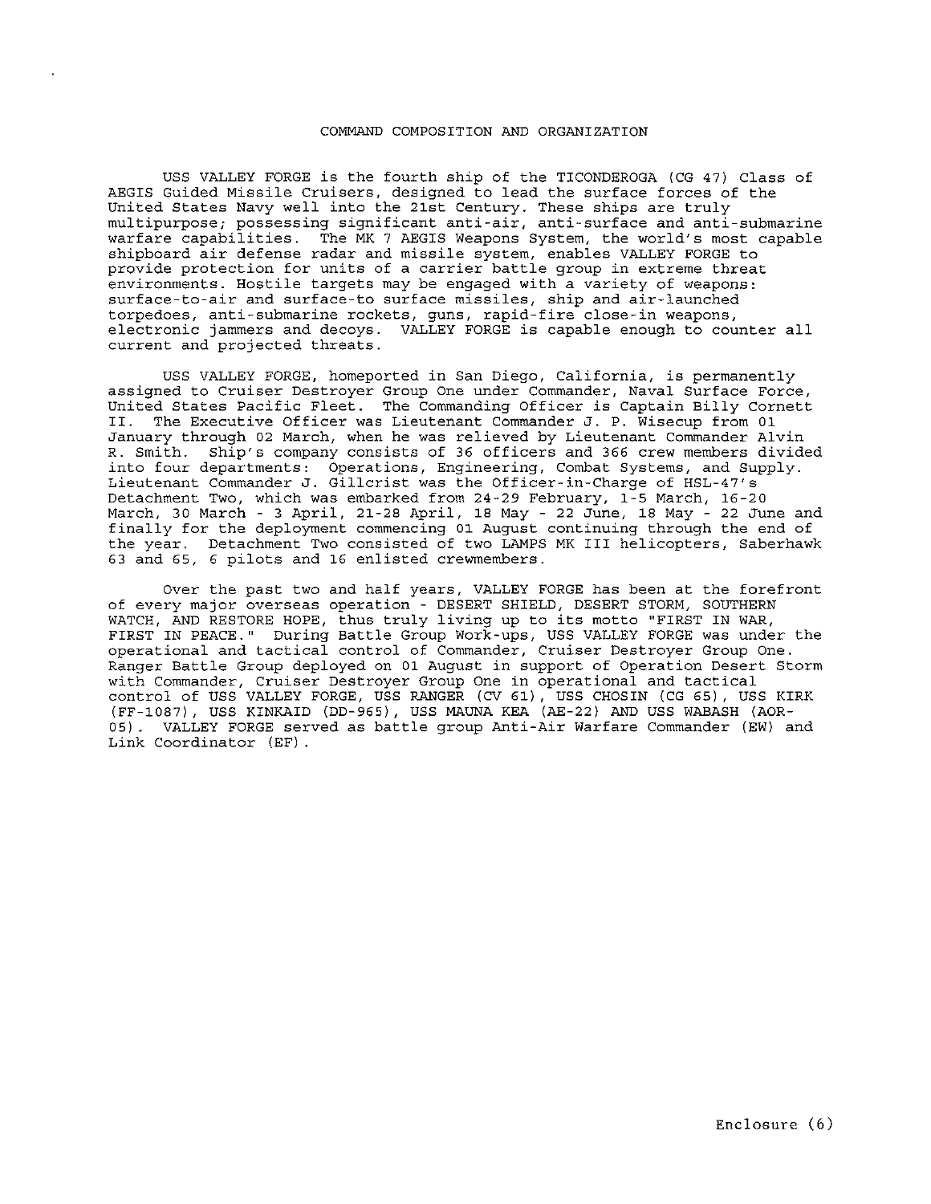# COMMAND COMPOSITION AND ORGANIZATION

USS VALLEY FORGE is the fourth ship of the TICONDEROGA (CG 47) Class of AEGIS Guided Missile Cruisers, designed to lead the surface forces of the United States Navy well into the 21st Century. These ships are truly multipurpose; possessing significant anti-air, anti-surface and anti-submarine warfare capabilities. The MK 7 AEGIS Weapons System, the world's most capable shipboard air defense radar and missile system, enables VALLEY FORGE to provide protection for units of a carrier battle group in extreme threat environments. Hostile targets may be engaged with a variety of weapons: surface-to-air and surface-to surface missiles, ship and air-launched torpedoes, anti-submarine rockets, guns, rapid-fire close-in weapons, electronic jammers and decoys. VALLEY FORGE is capable enough to counter all current and projected threats.

USS VALLEY FORGE, homeported in San Diego, California, is permanently assigned to Cruiser Destroyer Group One under Commander, Naval Surface Force, United States Pacific Fleet. The Commanding Officer is Captain Billy Cornett II. The Executive Officer was Lieutenant Commander J. P. Wisecup from 01 January through 02 March, when he was relieved by Lieutenant Commander Alvin R. Smith. Ship's company consists of 36 officers and 366 crew members divided into four departments: Operations, Engineering, Combat Systems, and Supply. Lieutenant Commander J. Gillcrist was the Officer-in-Charge of HSL-47's Detachment Two, which was embarked from 24-29 February, 1-5 March, 16-20 March, 30 March - 3 April, 21-28 April, 18 May - 22 June, 18 May - 22 June and finally for the deployment commencing 01 August continuing through the end of the year. Detachment Two consisted of two LAMPS MK III helicopters, Saberhawk 63 and 65, 6 pilots and 16 enlisted crewmembers.

Over the past two and half years, VALLEY FORGE has been at the forefront of every major overseas operation - DESERT SHIELD, DESERT STORM, SOUTHERN WATCH, AND RESTORE HOPE, thus truly living up to its motto "FIRST IN WAR, FIRST IN PEACE." During Battle Group Work-ups, USS VALLEY FORGE was under the operational and tactical control of Commander, Cruiser Destroyer Group One. Ranger Battle Group deployed on 01 August in support of Operation Desert Storm with Commander, Cruiser Destroyer Group One in operational and tactical control of USS VALLEY FORGE, USS RANGER (CV 61), USS CHOSIN (CG 65), USS KIRK (FF-1087), USS KINKAID (DD-965), USS MAUNA KEA (AE-22) AND USS WABASH (AOR-05). VALLEY FORGE served as battle group Anti-Air Warfare Commander (EW) and Link Coordinator (EF).

Enclosure (6)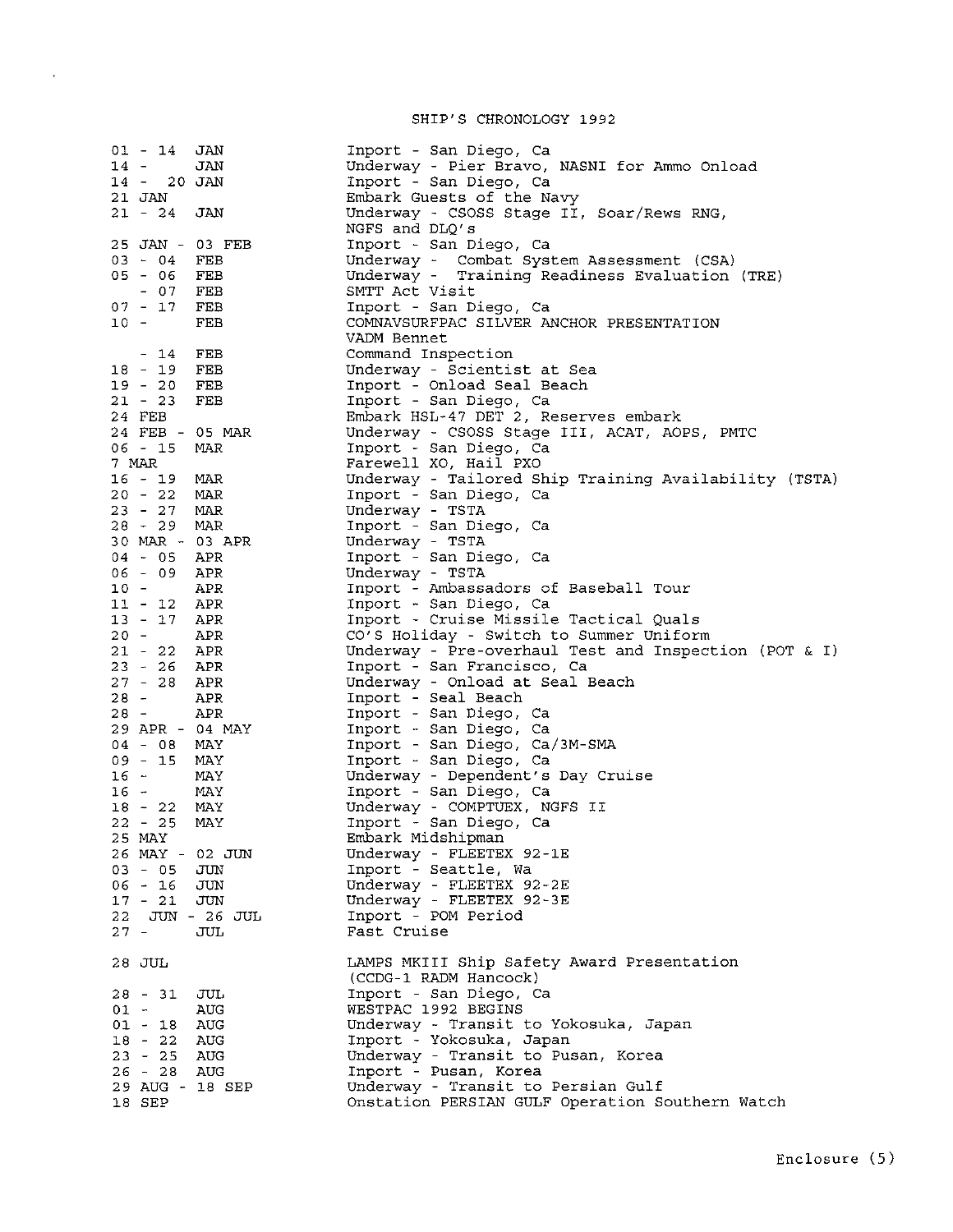# SHIP'S CHRONOLOGY 1992

| Date | Event |
|---|---|
| 01 - 14 JAN | Inport - San Diego, Ca |
| 14 - JAN | Underway - Pier Bravo, NASNI for Ammo Onload |
| 14 - 20 JAN | Inport - San Diego, Ca |
| 21 JAN | Embark Guests of the Navy |
| 21 - 24 JAN | Underway - CSOSS Stage II, Soar/Rews RNG, NGFS and DLQ's |
| 25 JAN - 03 FEB | Inport - San Diego, Ca |
| 03 - 04 FEB | Underway - Combat System Assessment (CSA) |
| 05 - 06 FEB | Underway - Training Readiness Evaluation (TRE) |
| - 07 FEB | SMTT Act Visit |
| 07 - 17 FEB | Inport - San Diego, Ca |
| 10 - FEB | COMNAVSURFPAC SILVER ANCHOR PRESENTATION VADM Bennet |
| - 14 FEB | Command Inspection |
| 18 - 19 FEB | Underway - Scientist at Sea |
| 19 - 20 FEB | Inport - Onload Seal Beach |
| 21 - 23 FEB | Inport - San Diego, Ca |
| 24 FEB | Embark HSL-47 DET 2, Reserves embark |
| 24 FEB - 05 MAR | Underway - CSOSS Stage III, ACAT, AOPS, PMTC |
| 06 - 15 MAR | Inport - San Diego, Ca |
| 7 MAR | Farewell XO, Hail PXO |
| 16 - 19 MAR | Underway - Tailored Ship Training Availability (TSTA) |
| 20 - 22 MAR | Inport - San Diego, Ca |
| 23 - 27 MAR | Underway - TSTA |
| 28 - 29 MAR | Inport - San Diego, Ca |
| 30 MAR - 03 APR | Underway - TSTA |
| 04 - 05 APR | Inport - San Diego, Ca |
| 06 - 09 APR | Underway - TSTA |
| 10 - APR | Inport - Ambassadors of Baseball Tour |
| 11 - 12 APR | Inport - San Diego, Ca |
| 13 - 17 APR | Inport - Cruise Missile Tactical Quals |
| 20 - APR | CO'S Holiday - Switch to Summer Uniform |
| 21 - 22 APR | Underway - Pre-overhaul Test and Inspection (POT & I) |
| 23 - 26 APR | Inport - San Francisco, Ca |
| 27 - 28 APR | Underway - Onload at Seal Beach |
| 28 - APR | Inport - Seal Beach |
| 28 - APR | Inport - San Diego, Ca |
| 29 APR - 04 MAY | Inport - San Diego, Ca |
| 04 - 08 MAY | Inport - San Diego, Ca/3M-SMA |
| 09 - 15 MAY | Inport - San Diego, Ca |
| 16 - MAY | Underway - Dependent's Day Cruise |
| 16 - MAY | Inport - San Diego, Ca |
| 18 - 22 MAY | Underway - COMPTUEX, NGFS II |
| 22 - 25 MAY | Inport - San Diego, Ca |
| 25 MAY | Embark Midshipman |
| 26 MAY - 02 JUN | Underway - FLEETEX 92-1E |
| 03 - 05 JUN | Inport - Seattle, Wa |
| 06 - 16 JUN | Underway - FLEETEX 92-2E |
| 17 - 21 JUN | Underway - FLEETEX 92-3E |
| 22 JUN - 26 JUL | Inport - POM Period |
| 27 - JUL | Fast Cruise |
| 28 JUL | LAMPS MKIII Ship Safety Award Presentation (CCDG-1 RADM Hancock) |
| 28 - 31 JUL | Inport - San Diego, Ca |
| 01 - AUG | WESTPAC 1992 BEGINS |
| 01 - 18 AUG | Underway - Transit to Yokosuka, Japan |
| 18 - 22 AUG | Inport - Yokosuka, Japan |
| 23 - 25 AUG | Underway - Transit to Pusan, Korea |
| 26 - 28 AUG | Inport - Pusan, Korea |
| 29 AUG - 18 SEP | Underway - Transit to Persian Gulf |
| 18 SEP | Onstation PERSIAN GULF Operation Southern Watch |

Enclosure (5)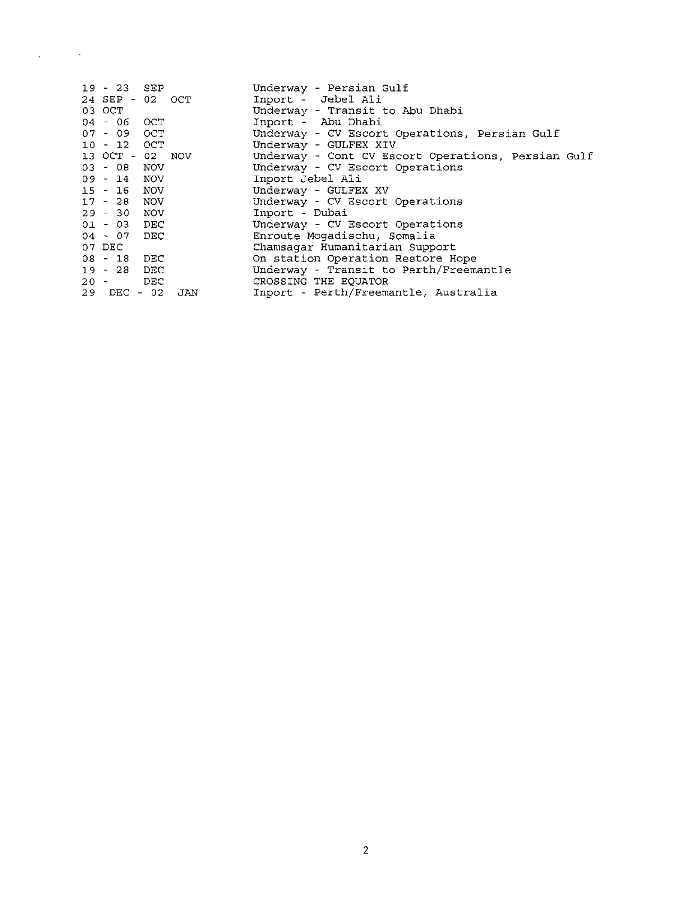| | |
|---|---|
| 19 - 23 SEP | Underway - Persian Gulf |
| 24 SEP - 02 OCT | Inport - Jebel Ali |
| 03 OCT | Underway - Transit to Abu Dhabi |
| 04 - 06 OCT | Inport - Abu Dhabi |
| 07 - 09 OCT | Underway - CV Escort Operations, Persian Gulf |
| 10 - 12 OCT | Underway - GULFEX XIV |
| 13 OCT - 02 NOV | Underway - Cont CV Escort Operations, Persian Gulf |
| 03 - 08 NOV | Underway - CV Escort Operations |
| 09 - 14 NOV | Inport Jebel Ali |
| 15 - 16 NOV | Underway - GULFEX XV |
| 17 - 28 NOV | Underway - CV Escort Operations |
| 29 - 30 NOV | Inport - Dubai |
| 01 - 03 DEC | Underway - CV Escort Operations |
| 04 - 07 DEC | Enroute Mogadischu, Somalia |
| 07 DEC | Chamsagar Humanitarian Support |
| 08 - 18 DEC | On station Operation Restore Hope |
| 19 - 28 DEC | Underway - Transit to Perth/Freemantle |
| 20 - DEC | CROSSING THE EQUATOR |
| 29 DEC - 02 JAN | Inport - Perth/Freemantle, Australia |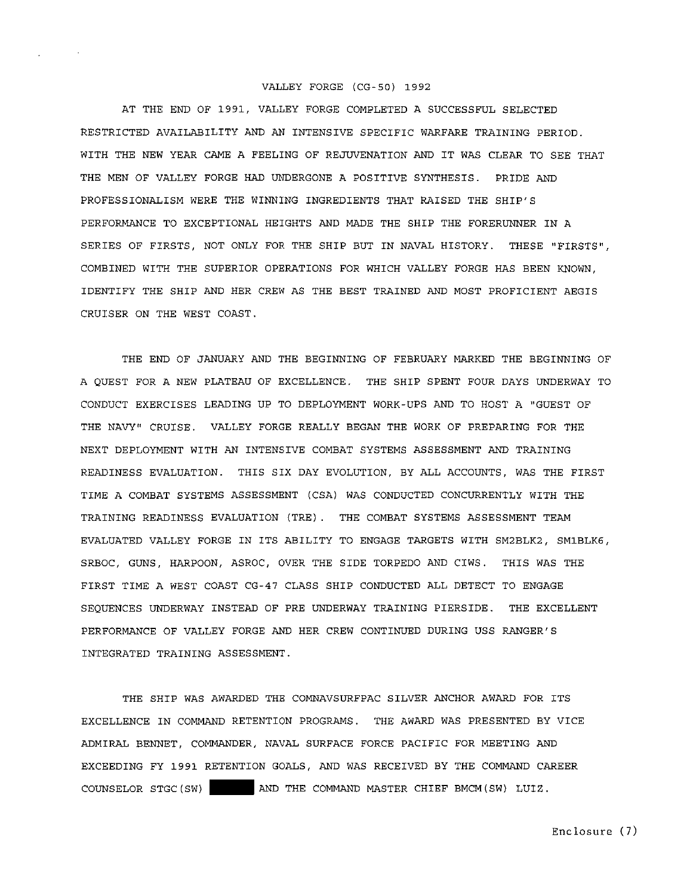# VALLEY FORGE (CG-50) 1992

AT THE END OF 1991, VALLEY FORGE COMPLETED A SUCCESSFUL SELECTED RESTRICTED AVAILABILITY AND AN INTENSIVE SPECIFIC WARFARE TRAINING PERIOD. WITH THE NEW YEAR CAME A FEELING OF REJUVENATION AND IT WAS CLEAR TO SEE THAT THE MEN OF VALLEY FORGE HAD UNDERGONE A POSITIVE SYNTHESIS. PRIDE AND PROFESSIONALISM WERE THE WINNING INGREDIENTS THAT RAISED THE SHIP'S PERFORMANCE TO EXCEPTIONAL HEIGHTS AND MADE THE SHIP THE FORERUNNER IN A SERIES OF FIRSTS, NOT ONLY FOR THE SHIP BUT IN NAVAL HISTORY. THESE "FIRSTS", COMBINED WITH THE SUPERIOR OPERATIONS FOR WHICH VALLEY FORGE HAS BEEN KNOWN, IDENTIFY THE SHIP AND HER CREW AS THE BEST TRAINED AND MOST PROFICIENT AEGIS CRUISER ON THE WEST COAST.

THE END OF JANUARY AND THE BEGINNING OF FEBRUARY MARKED THE BEGINNING OF A QUEST FOR A NEW PLATEAU OF EXCELLENCE. THE SHIP SPENT FOUR DAYS UNDERWAY TO CONDUCT EXERCISES LEADING UP TO DEPLOYMENT WORK-UPS AND TO HOST A "GUEST OF THE NAVY" CRUISE. VALLEY FORGE REALLY BEGAN THE WORK OF PREPARING FOR THE NEXT DEPLOYMENT WITH AN INTENSIVE COMBAT SYSTEMS ASSESSMENT AND TRAINING READINESS EVALUATION. THIS SIX DAY EVOLUTION, BY ALL ACCOUNTS, WAS THE FIRST TIME A COMBAT SYSTEMS ASSESSMENT (CSA) WAS CONDUCTED CONCURRENTLY WITH THE TRAINING READINESS EVALUATION (TRE). THE COMBAT SYSTEMS ASSESSMENT TEAM EVALUATED VALLEY FORGE IN ITS ABILITY TO ENGAGE TARGETS WITH SM2BLK2, SM1BLK6, SRBOC, GUNS, HARPOON, ASROC, OVER THE SIDE TORPEDO AND CIWS. THIS WAS THE FIRST TIME A WEST COAST CG-47 CLASS SHIP CONDUCTED ALL DETECT TO ENGAGE SEQUENCES UNDERWAY INSTEAD OF PRE UNDERWAY TRAINING PIERSIDE. THE EXCELLENT PERFORMANCE OF VALLEY FORGE AND HER CREW CONTINUED DURING USS RANGER'S INTEGRATED TRAINING ASSESSMENT.

THE SHIP WAS AWARDED THE COMNAVSURFPAC SILVER ANCHOR AWARD FOR ITS EXCELLENCE IN COMMAND RETENTION PROGRAMS. THE AWARD WAS PRESENTED BY VICE ADMIRAL BENNET, COMMANDER, NAVAL SURFACE FORCE PACIFIC FOR MEETING AND EXCEEDING FY 1991 RETENTION GOALS, AND WAS RECEIVED BY THE COMMAND CAREER COUNSELOR STGC(SW) [REDACTED] AND THE COMMAND MASTER CHIEF BMCM(SW) LUIZ.

Enclosure (7)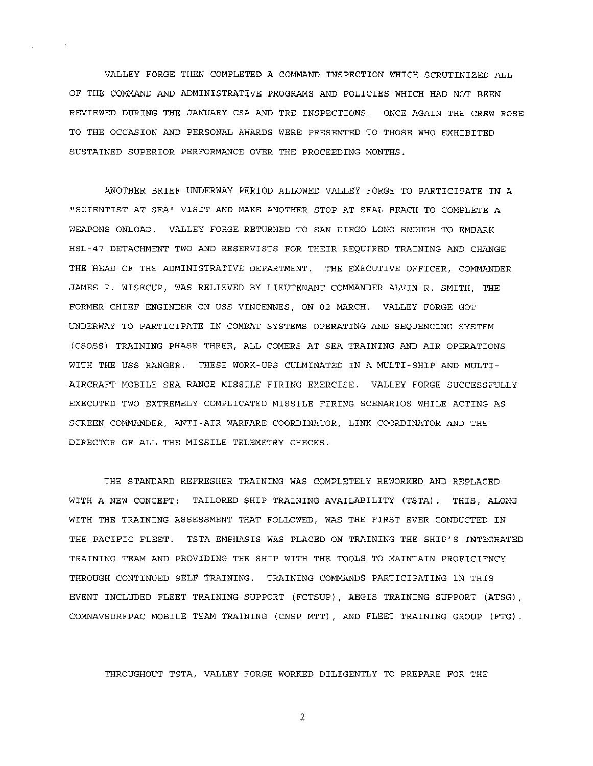VALLEY FORGE THEN COMPLETED A COMMAND INSPECTION WHICH SCRUTINIZED ALL OF THE COMMAND AND ADMINISTRATIVE PROGRAMS AND POLICIES WHICH HAD NOT BEEN REVIEWED DURING THE JANUARY CSA AND TRE INSPECTIONS. ONCE AGAIN THE CREW ROSE TO THE OCCASION AND PERSONAL AWARDS WERE PRESENTED TO THOSE WHO EXHIBITED SUSTAINED SUPERIOR PERFORMANCE OVER THE PROCEEDING MONTHS.

ANOTHER BRIEF UNDERWAY PERIOD ALLOWED VALLEY FORGE TO PARTICIPATE IN A "SCIENTIST AT SEA" VISIT AND MAKE ANOTHER STOP AT SEAL BEACH TO COMPLETE A WEAPONS ONLOAD. VALLEY FORGE RETURNED TO SAN DIEGO LONG ENOUGH TO EMBARK HSL-47 DETACHMENT TWO AND RESERVISTS FOR THEIR REQUIRED TRAINING AND CHANGE THE HEAD OF THE ADMINISTRATIVE DEPARTMENT. THE EXECUTIVE OFFICER, COMMANDER JAMES P. WISECUP, WAS RELIEVED BY LIEUTENANT COMMANDER ALVIN R. SMITH, THE FORMER CHIEF ENGINEER ON USS VINCENNES, ON 02 MARCH. VALLEY FORGE GOT UNDERWAY TO PARTICIPATE IN COMBAT SYSTEMS OPERATING AND SEQUENCING SYSTEM (CSOSS) TRAINING PHASE THREE, ALL COMERS AT SEA TRAINING AND AIR OPERATIONS WITH THE USS RANGER. THESE WORK-UPS CULMINATED IN A MULTI-SHIP AND MULTI-AIRCRAFT MOBILE SEA RANGE MISSILE FIRING EXERCISE. VALLEY FORGE SUCCESSFULLY EXECUTED TWO EXTREMELY COMPLICATED MISSILE FIRING SCENARIOS WHILE ACTING AS SCREEN COMMANDER, ANTI-AIR WARFARE COORDINATOR, LINK COORDINATOR AND THE DIRECTOR OF ALL THE MISSILE TELEMETRY CHECKS.

THE STANDARD REFRESHER TRAINING WAS COMPLETELY REWORKED AND REPLACED WITH A NEW CONCEPT: TAILORED SHIP TRAINING AVAILABILITY (TSTA). THIS, ALONG WITH THE TRAINING ASSESSMENT THAT FOLLOWED, WAS THE FIRST EVER CONDUCTED IN THE PACIFIC FLEET. TSTA EMPHASIS WAS PLACED ON TRAINING THE SHIP'S INTEGRATED TRAINING TEAM AND PROVIDING THE SHIP WITH THE TOOLS TO MAINTAIN PROFICIENCY THROUGH CONTINUED SELF TRAINING. TRAINING COMMANDS PARTICIPATING IN THIS EVENT INCLUDED FLEET TRAINING SUPPORT (FCTSUP), AEGIS TRAINING SUPPORT (ATSG), COMNAVSURFPAC MOBILE TEAM TRAINING (CNSP MTT), AND FLEET TRAINING GROUP (FTG).

THROUGHOUT TSTA, VALLEY FORGE WORKED DILIGENTLY TO PREPARE FOR THE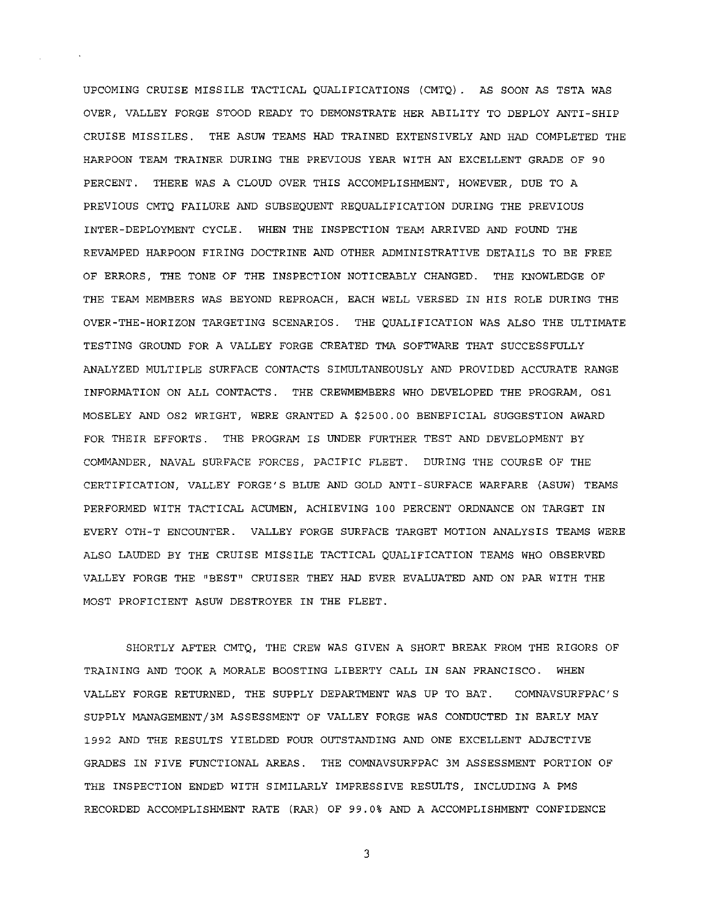UPCOMING CRUISE MISSILE TACTICAL QUALIFICATIONS (CMTQ). AS SOON AS TSTA WAS OVER, VALLEY FORGE STOOD READY TO DEMONSTRATE HER ABILITY TO DEPLOY ANTI-SHIP CRUISE MISSILES. THE ASUW TEAMS HAD TRAINED EXTENSIVELY AND HAD COMPLETED THE HARPOON TEAM TRAINER DURING THE PREVIOUS YEAR WITH AN EXCELLENT GRADE OF 90 PERCENT. THERE WAS A CLOUD OVER THIS ACCOMPLISHMENT, HOWEVER, DUE TO A PREVIOUS CMTQ FAILURE AND SUBSEQUENT REQUALIFICATION DURING THE PREVIOUS INTER-DEPLOYMENT CYCLE. WHEN THE INSPECTION TEAM ARRIVED AND FOUND THE REVAMPED HARPOON FIRING DOCTRINE AND OTHER ADMINISTRATIVE DETAILS TO BE FREE OF ERRORS, THE TONE OF THE INSPECTION NOTICEABLY CHANGED. THE KNOWLEDGE OF THE TEAM MEMBERS WAS BEYOND REPROACH, EACH WELL VERSED IN HIS ROLE DURING THE OVER-THE-HORIZON TARGETING SCENARIOS. THE QUALIFICATION WAS ALSO THE ULTIMATE TESTING GROUND FOR A VALLEY FORGE CREATED TMA SOFTWARE THAT SUCCESSFULLY ANALYZED MULTIPLE SURFACE CONTACTS SIMULTANEOUSLY AND PROVIDED ACCURATE RANGE INFORMATION ON ALL CONTACTS. THE CREWMEMBERS WHO DEVELOPED THE PROGRAM, OS1 MOSELEY AND OS2 WRIGHT, WERE GRANTED A $2500.00 BENEFICIAL SUGGESTION AWARD FOR THEIR EFFORTS. THE PROGRAM IS UNDER FURTHER TEST AND DEVELOPMENT BY COMMANDER, NAVAL SURFACE FORCES, PACIFIC FLEET. DURING THE COURSE OF THE CERTIFICATION, VALLEY FORGE'S BLUE AND GOLD ANTI-SURFACE WARFARE (ASUW) TEAMS PERFORMED WITH TACTICAL ACUMEN, ACHIEVING 100 PERCENT ORDNANCE ON TARGET IN EVERY OTH-T ENCOUNTER. VALLEY FORGE SURFACE TARGET MOTION ANALYSIS TEAMS WERE ALSO LAUDED BY THE CRUISE MISSILE TACTICAL QUALIFICATION TEAMS WHO OBSERVED VALLEY FORGE THE "BEST" CRUISER THEY HAD EVER EVALUATED AND ON PAR WITH THE MOST PROFICIENT ASUW DESTROYER IN THE FLEET.

SHORTLY AFTER CMTQ, THE CREW WAS GIVEN A SHORT BREAK FROM THE RIGORS OF TRAINING AND TOOK A MORALE BOOSTING LIBERTY CALL IN SAN FRANCISCO. WHEN VALLEY FORGE RETURNED, THE SUPPLY DEPARTMENT WAS UP TO BAT. COMNAVSURFPAC'S SUPPLY MANAGEMENT/3M ASSESSMENT OF VALLEY FORGE WAS CONDUCTED IN EARLY MAY 1992 AND THE RESULTS YIELDED FOUR OUTSTANDING AND ONE EXCELLENT ADJECTIVE GRADES IN FIVE FUNCTIONAL AREAS. THE COMNAVSURFPAC 3M ASSESSMENT PORTION OF THE INSPECTION ENDED WITH SIMILARLY IMPRESSIVE RESULTS, INCLUDING A PMS RECORDED ACCOMPLISHMENT RATE (RAR) OF 99.0% AND A ACCOMPLISHMENT CONFIDENCE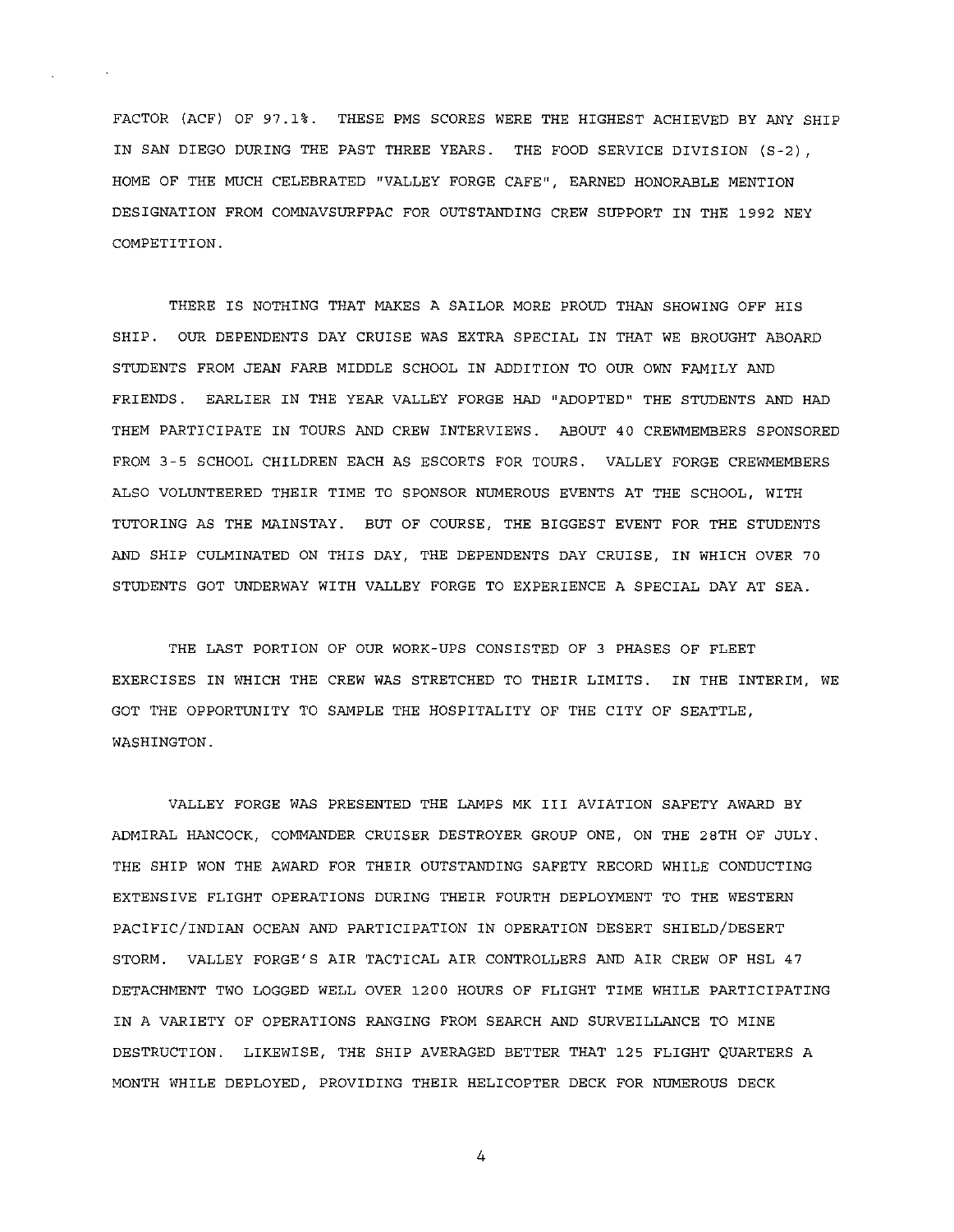FACTOR (ACF) OF 97.1%. THESE PMS SCORES WERE THE HIGHEST ACHIEVED BY ANY SHIP IN SAN DIEGO DURING THE PAST THREE YEARS. THE FOOD SERVICE DIVISION (S-2), HOME OF THE MUCH CELEBRATED "VALLEY FORGE CAFE", EARNED HONORABLE MENTION DESIGNATION FROM COMNAVSURFPAC FOR OUTSTANDING CREW SUPPORT IN THE 1992 NEY COMPETITION.

THERE IS NOTHING THAT MAKES A SAILOR MORE PROUD THAN SHOWING OFF HIS SHIP. OUR DEPENDENTS DAY CRUISE WAS EXTRA SPECIAL IN THAT WE BROUGHT ABOARD STUDENTS FROM JEAN FARB MIDDLE SCHOOL IN ADDITION TO OUR OWN FAMILY AND FRIENDS. EARLIER IN THE YEAR VALLEY FORGE HAD "ADOPTED" THE STUDENTS AND HAD THEM PARTICIPATE IN TOURS AND CREW INTERVIEWS. ABOUT 40 CREWMEMBERS SPONSORED FROM 3-5 SCHOOL CHILDREN EACH AS ESCORTS FOR TOURS. VALLEY FORGE CREWMEMBERS ALSO VOLUNTEERED THEIR TIME TO SPONSOR NUMEROUS EVENTS AT THE SCHOOL, WITH TUTORING AS THE MAINSTAY. BUT OF COURSE, THE BIGGEST EVENT FOR THE STUDENTS AND SHIP CULMINATED ON THIS DAY, THE DEPENDENTS DAY CRUISE, IN WHICH OVER 70 STUDENTS GOT UNDERWAY WITH VALLEY FORGE TO EXPERIENCE A SPECIAL DAY AT SEA.

THE LAST PORTION OF OUR WORK-UPS CONSISTED OF 3 PHASES OF FLEET EXERCISES IN WHICH THE CREW WAS STRETCHED TO THEIR LIMITS. IN THE INTERIM, WE GOT THE OPPORTUNITY TO SAMPLE THE HOSPITALITY OF THE CITY OF SEATTLE, WASHINGTON.

VALLEY FORGE WAS PRESENTED THE LAMPS MK III AVIATION SAFETY AWARD BY ADMIRAL HANCOCK, COMMANDER CRUISER DESTROYER GROUP ONE, ON THE 28TH OF JULY. THE SHIP WON THE AWARD FOR THEIR OUTSTANDING SAFETY RECORD WHILE CONDUCTING EXTENSIVE FLIGHT OPERATIONS DURING THEIR FOURTH DEPLOYMENT TO THE WESTERN PACIFIC/INDIAN OCEAN AND PARTICIPATION IN OPERATION DESERT SHIELD/DESERT STORM. VALLEY FORGE'S AIR TACTICAL AIR CONTROLLERS AND AIR CREW OF HSL 47 DETACHMENT TWO LOGGED WELL OVER 1200 HOURS OF FLIGHT TIME WHILE PARTICIPATING IN A VARIETY OF OPERATIONS RANGING FROM SEARCH AND SURVEILLANCE TO MINE DESTRUCTION. LIKEWISE, THE SHIP AVERAGED BETTER THAT 125 FLIGHT QUARTERS A MONTH WHILE DEPLOYED, PROVIDING THEIR HELICOPTER DECK FOR NUMEROUS DECK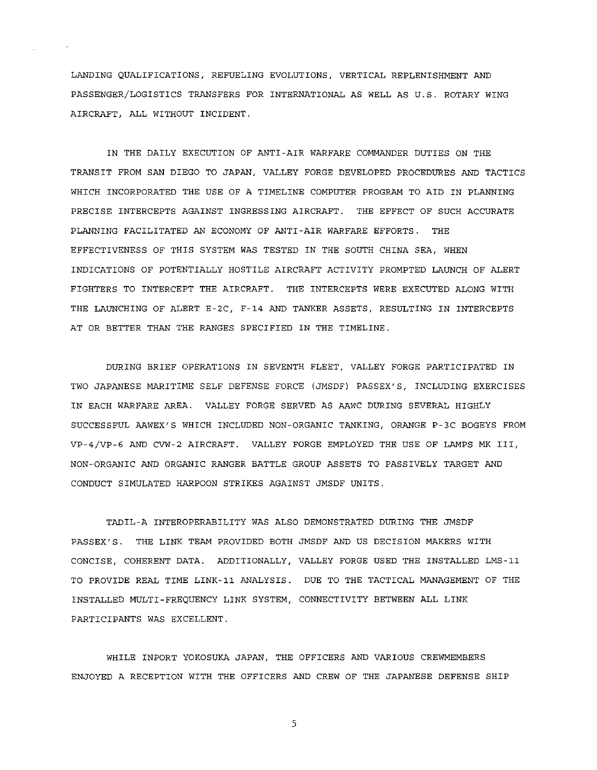LANDING QUALIFICATIONS, REFUELING EVOLUTIONS, VERTICAL REPLENISHMENT AND PASSENGER/LOGISTICS TRANSFERS FOR INTERNATIONAL AS WELL AS U.S. ROTARY WING AIRCRAFT, ALL WITHOUT INCIDENT.

IN THE DAILY EXECUTION OF ANTI-AIR WARFARE COMMANDER DUTIES ON THE TRANSIT FROM SAN DIEGO TO JAPAN, VALLEY FORGE DEVELOPED PROCEDURES AND TACTICS WHICH INCORPORATED THE USE OF A TIMELINE COMPUTER PROGRAM TO AID IN PLANNING PRECISE INTERCEPTS AGAINST INGRESSING AIRCRAFT. THE EFFECT OF SUCH ACCURATE PLANNING FACILITATED AN ECONOMY OF ANTI-AIR WARFARE EFFORTS. THE EFFECTIVENESS OF THIS SYSTEM WAS TESTED IN THE SOUTH CHINA SEA, WHEN INDICATIONS OF POTENTIALLY HOSTILE AIRCRAFT ACTIVITY PROMPTED LAUNCH OF ALERT FIGHTERS TO INTERCEPT THE AIRCRAFT. THE INTERCEPTS WERE EXECUTED ALONG WITH THE LAUNCHING OF ALERT E-2C, F-14 AND TANKER ASSETS, RESULTING IN INTERCEPTS AT OR BETTER THAN THE RANGES SPECIFIED IN THE TIMELINE.

DURING BRIEF OPERATIONS IN SEVENTH FLEET, VALLEY FORGE PARTICIPATED IN TWO JAPANESE MARITIME SELF DEFENSE FORCE (JMSDF) PASSEX'S, INCLUDING EXERCISES IN EACH WARFARE AREA. VALLEY FORGE SERVED AS AAWC DURING SEVERAL HIGHLY SUCCESSFUL AAWEX'S WHICH INCLUDED NON-ORGANIC TANKING, ORANGE P-3C BOGEYS FROM VP-4/VP-6 AND CVW-2 AIRCRAFT. VALLEY FORGE EMPLOYED THE USE OF LAMPS MK III, NON-ORGANIC AND ORGANIC RANGER BATTLE GROUP ASSETS TO PASSIVELY TARGET AND CONDUCT SIMULATED HARPOON STRIKES AGAINST JMSDF UNITS.

TADIL-A INTEROPERABILITY WAS ALSO DEMONSTRATED DURING THE JMSDF PASSEX'S. THE LINK TEAM PROVIDED BOTH JMSDF AND US DECISION MAKERS WITH CONCISE, COHERENT DATA. ADDITIONALLY, VALLEY FORGE USED THE INSTALLED LMS-11 TO PROVIDE REAL TIME LINK-11 ANALYSIS. DUE TO THE TACTICAL MANAGEMENT OF THE INSTALLED MULTI-FREQUENCY LINK SYSTEM, CONNECTIVITY BETWEEN ALL LINK PARTICIPANTS WAS EXCELLENT.

WHILE INPORT YOKOSUKA JAPAN, THE OFFICERS AND VARIOUS CREWMEMBERS ENJOYED A RECEPTION WITH THE OFFICERS AND CREW OF THE JAPANESE DEFENSE SHIP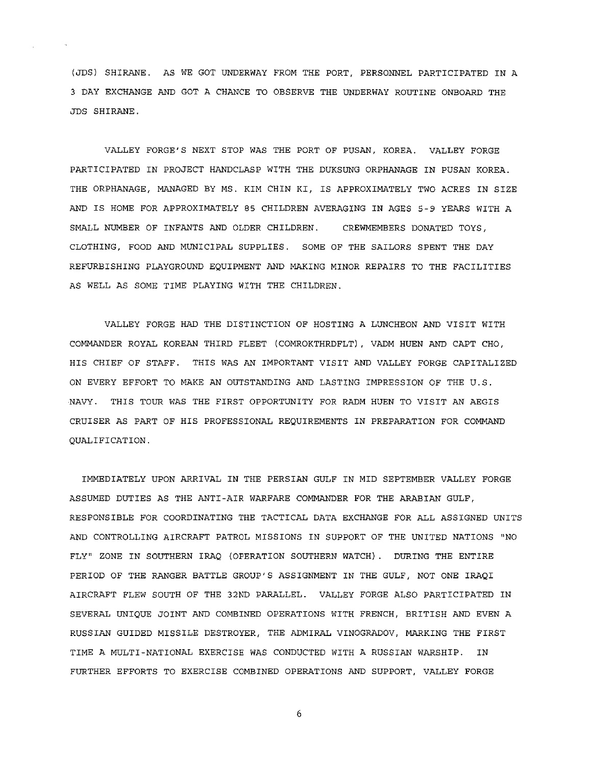(JDS) SHIRANE. AS WE GOT UNDERWAY FROM THE PORT, PERSONNEL PARTICIPATED IN A 3 DAY EXCHANGE AND GOT A CHANCE TO OBSERVE THE UNDERWAY ROUTINE ONBOARD THE JDS SHIRANE.

VALLEY FORGE'S NEXT STOP WAS THE PORT OF PUSAN, KOREA. VALLEY FORGE PARTICIPATED IN PROJECT HANDCLASP WITH THE DUKSUNG ORPHANAGE IN PUSAN KOREA. THE ORPHANAGE, MANAGED BY MS. KIM CHIN KI, IS APPROXIMATELY TWO ACRES IN SIZE AND IS HOME FOR APPROXIMATELY 85 CHILDREN AVERAGING IN AGES 5-9 YEARS WITH A SMALL NUMBER OF INFANTS AND OLDER CHILDREN. CREWMEMBERS DONATED TOYS, CLOTHING, FOOD AND MUNICIPAL SUPPLIES. SOME OF THE SAILORS SPENT THE DAY REFURBISHING PLAYGROUND EQUIPMENT AND MAKING MINOR REPAIRS TO THE FACILITIES AS WELL AS SOME TIME PLAYING WITH THE CHILDREN.

VALLEY FORGE HAD THE DISTINCTION OF HOSTING A LUNCHEON AND VISIT WITH COMMANDER ROYAL KOREAN THIRD FLEET (COMROKTHRDFLT), VADM HUEN AND CAPT CHO, HIS CHIEF OF STAFF. THIS WAS AN IMPORTANT VISIT AND VALLEY FORGE CAPITALIZED ON EVERY EFFORT TO MAKE AN OUTSTANDING AND LASTING IMPRESSION OF THE U.S. NAVY. THIS TOUR WAS THE FIRST OPPORTUNITY FOR RADM HUEN TO VISIT AN AEGIS CRUISER AS PART OF HIS PROFESSIONAL REQUIREMENTS IN PREPARATION FOR COMMAND QUALIFICATION.

IMMEDIATELY UPON ARRIVAL IN THE PERSIAN GULF IN MID SEPTEMBER VALLEY FORGE ASSUMED DUTIES AS THE ANTI-AIR WARFARE COMMANDER FOR THE ARABIAN GULF, RESPONSIBLE FOR COORDINATING THE TACTICAL DATA EXCHANGE FOR ALL ASSIGNED UNITS AND CONTROLLING AIRCRAFT PATROL MISSIONS IN SUPPORT OF THE UNITED NATIONS "NO FLY" ZONE IN SOUTHERN IRAQ (OPERATION SOUTHERN WATCH). DURING THE ENTIRE PERIOD OF THE RANGER BATTLE GROUP'S ASSIGNMENT IN THE GULF, NOT ONE IRAQI AIRCRAFT FLEW SOUTH OF THE 32ND PARALLEL. VALLEY FORGE ALSO PARTICIPATED IN SEVERAL UNIQUE JOINT AND COMBINED OPERATIONS WITH FRENCH, BRITISH AND EVEN A RUSSIAN GUIDED MISSILE DESTROYER, THE ADMIRAL VINOGRADOV, MARKING THE FIRST TIME A MULTI-NATIONAL EXERCISE WAS CONDUCTED WITH A RUSSIAN WARSHIP. IN FURTHER EFFORTS TO EXERCISE COMBINED OPERATIONS AND SUPPORT, VALLEY FORGE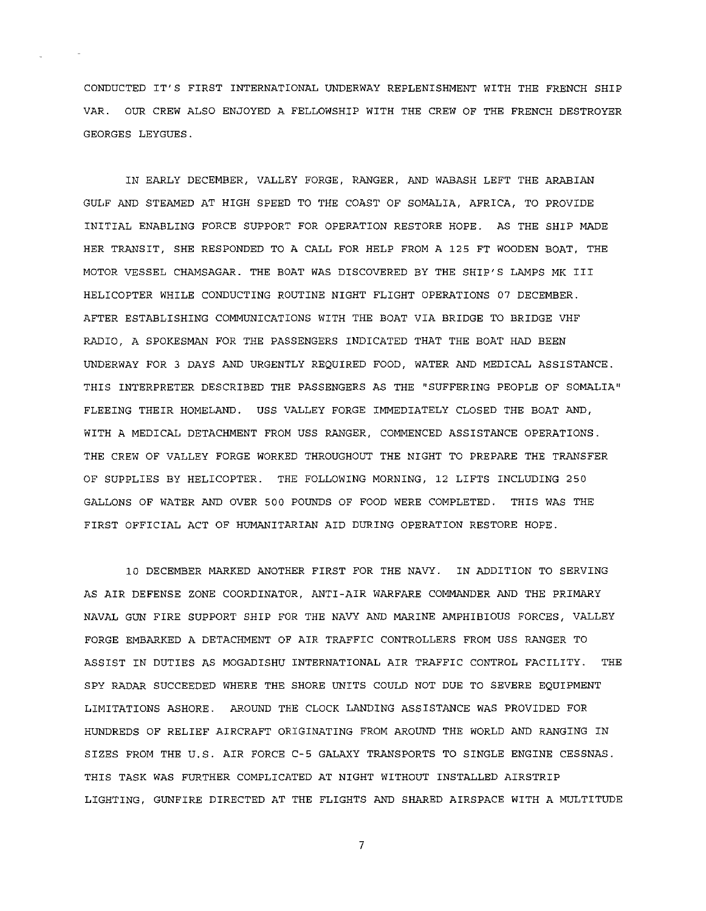CONDUCTED IT'S FIRST INTERNATIONAL UNDERWAY REPLENISHMENT WITH THE FRENCH SHIP VAR. OUR CREW ALSO ENJOYED A FELLOWSHIP WITH THE CREW OF THE FRENCH DESTROYER GEORGES LEYGUES.

IN EARLY DECEMBER, VALLEY FORGE, RANGER, AND WABASH LEFT THE ARABIAN GULF AND STEAMED AT HIGH SPEED TO THE COAST OF SOMALIA, AFRICA, TO PROVIDE INITIAL ENABLING FORCE SUPPORT FOR OPERATION RESTORE HOPE. AS THE SHIP MADE HER TRANSIT, SHE RESPONDED TO A CALL FOR HELP FROM A 125 FT WOODEN BOAT, THE MOTOR VESSEL CHAMSAGAR. THE BOAT WAS DISCOVERED BY THE SHIP'S LAMPS MK III HELICOPTER WHILE CONDUCTING ROUTINE NIGHT FLIGHT OPERATIONS 07 DECEMBER. AFTER ESTABLISHING COMMUNICATIONS WITH THE BOAT VIA BRIDGE TO BRIDGE VHF RADIO, A SPOKESMAN FOR THE PASSENGERS INDICATED THAT THE BOAT HAD BEEN UNDERWAY FOR 3 DAYS AND URGENTLY REQUIRED FOOD, WATER AND MEDICAL ASSISTANCE. THIS INTERPRETER DESCRIBED THE PASSENGERS AS THE "SUFFERING PEOPLE OF SOMALIA" FLEEING THEIR HOMELAND. USS VALLEY FORGE IMMEDIATELY CLOSED THE BOAT AND, WITH A MEDICAL DETACHMENT FROM USS RANGER, COMMENCED ASSISTANCE OPERATIONS. THE CREW OF VALLEY FORGE WORKED THROUGHOUT THE NIGHT TO PREPARE THE TRANSFER OF SUPPLIES BY HELICOPTER. THE FOLLOWING MORNING, 12 LIFTS INCLUDING 250 GALLONS OF WATER AND OVER 500 POUNDS OF FOOD WERE COMPLETED. THIS WAS THE FIRST OFFICIAL ACT OF HUMANITARIAN AID DURING OPERATION RESTORE HOPE.

10 DECEMBER MARKED ANOTHER FIRST FOR THE NAVY. IN ADDITION TO SERVING AS AIR DEFENSE ZONE COORDINATOR, ANTI-AIR WARFARE COMMANDER AND THE PRIMARY NAVAL GUN FIRE SUPPORT SHIP FOR THE NAVY AND MARINE AMPHIBIOUS FORCES, VALLEY FORGE EMBARKED A DETACHMENT OF AIR TRAFFIC CONTROLLERS FROM USS RANGER TO ASSIST IN DUTIES AS MOGADISHU INTERNATIONAL AIR TRAFFIC CONTROL FACILITY. THE SPY RADAR SUCCEEDED WHERE THE SHORE UNITS COULD NOT DUE TO SEVERE EQUIPMENT LIMITATIONS ASHORE. AROUND THE CLOCK LANDING ASSISTANCE WAS PROVIDED FOR HUNDREDS OF RELIEF AIRCRAFT ORIGINATING FROM AROUND THE WORLD AND RANGING IN SIZES FROM THE U.S. AIR FORCE C-5 GALAXY TRANSPORTS TO SINGLE ENGINE CESSNAS. THIS TASK WAS FURTHER COMPLICATED AT NIGHT WITHOUT INSTALLED AIRSTRIP LIGHTING, GUNFIRE DIRECTED AT THE FLIGHTS AND SHARED AIRSPACE WITH A MULTITUDE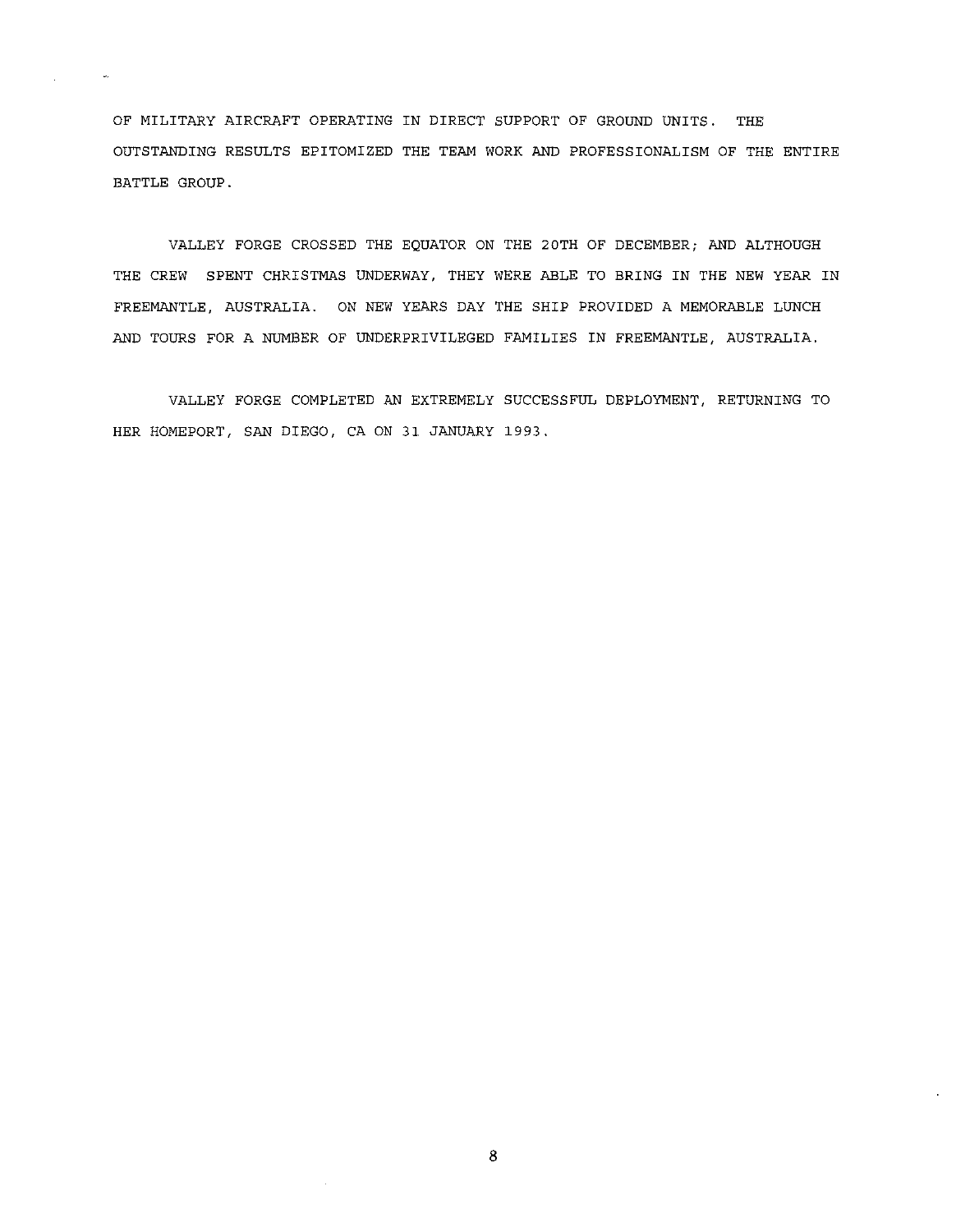OF MILITARY AIRCRAFT OPERATING IN DIRECT SUPPORT OF GROUND UNITS. THE OUTSTANDING RESULTS EPITOMIZED THE TEAM WORK AND PROFESSIONALISM OF THE ENTIRE BATTLE GROUP.

VALLEY FORGE CROSSED THE EQUATOR ON THE 20TH OF DECEMBER; AND ALTHOUGH THE CREW SPENT CHRISTMAS UNDERWAY, THEY WERE ABLE TO BRING IN THE NEW YEAR IN FREEMANTLE, AUSTRALIA. ON NEW YEARS DAY THE SHIP PROVIDED A MEMORABLE LUNCH AND TOURS FOR A NUMBER OF UNDERPRIVILEGED FAMILIES IN FREEMANTLE, AUSTRALIA.

VALLEY FORGE COMPLETED AN EXTREMELY SUCCESSFUL DEPLOYMENT, RETURNING TO HER HOMEPORT, SAN DIEGO, CA ON 31 JANUARY 1993.